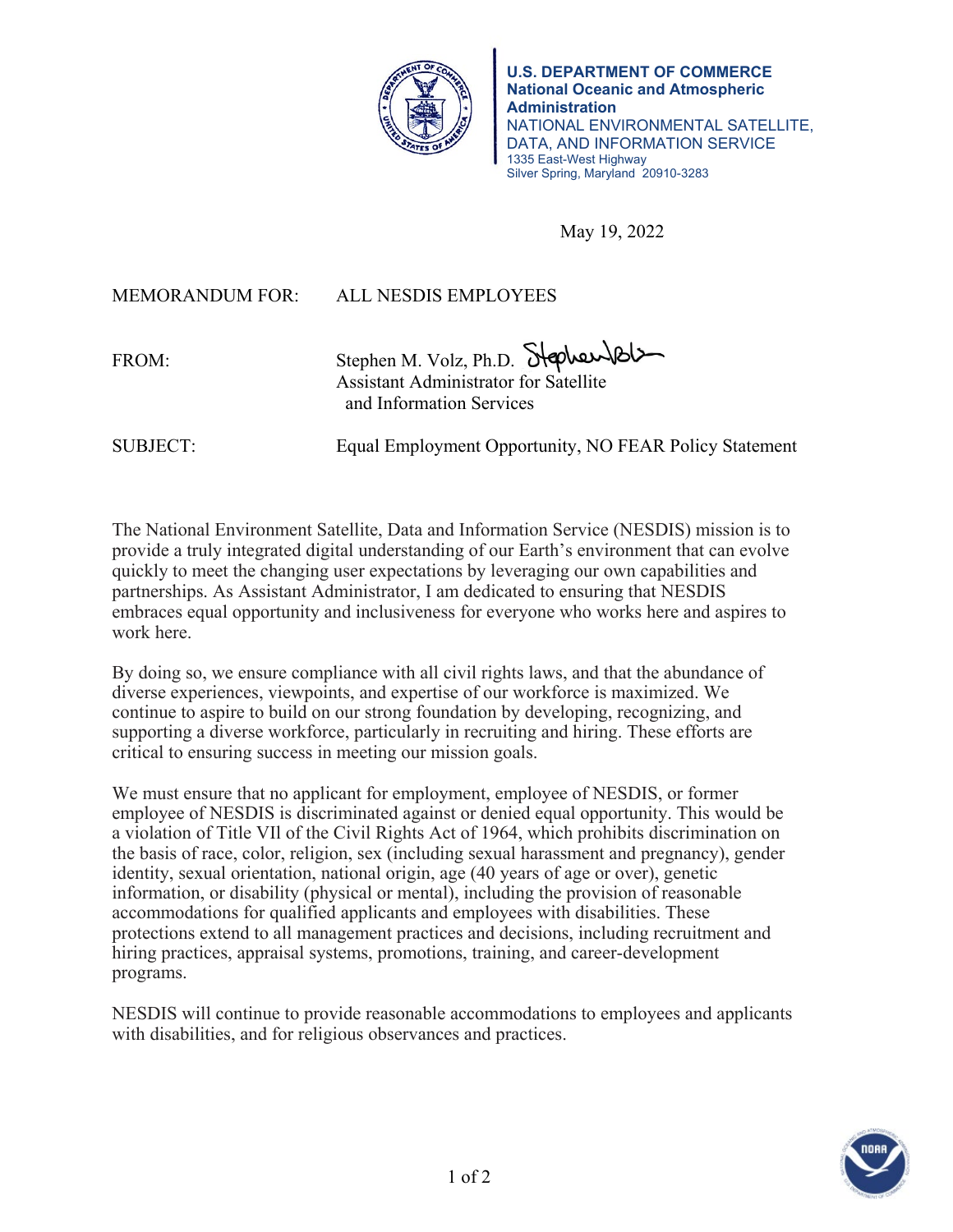**U.S. DEPARTMENT OF COMMERCE**
**National Oceanic and Atmospheric Administration**
NATIONAL ENVIRONMENTAL SATELLITE, DATA, AND INFORMATION SERVICE
1335 East-West Highway
Silver Spring, Maryland 20910-3283

May 19, 2022

MEMORANDUM FOR: ALL NESDIS EMPLOYEES

FROM: Stephen M. Volz, Ph.D.
Assistant Administrator for Satellite and Information Services

SUBJECT: Equal Employment Opportunity, NO FEAR Policy Statement

The National Environment Satellite, Data and Information Service (NESDIS) mission is to provide a truly integrated digital understanding of our Earth's environment that can evolve quickly to meet the changing user expectations by leveraging our own capabilities and partnerships. As Assistant Administrator, I am dedicated to ensuring that NESDIS embraces equal opportunity and inclusiveness for everyone who works here and aspires to work here.

By doing so, we ensure compliance with all civil rights laws, and that the abundance of diverse experiences, viewpoints, and expertise of our workforce is maximized. We continue to aspire to build on our strong foundation by developing, recognizing, and supporting a diverse workforce, particularly in recruiting and hiring. These efforts are critical to ensuring success in meeting our mission goals.

We must ensure that no applicant for employment, employee of NESDIS, or former employee of NESDIS is discriminated against or denied equal opportunity. This would be a violation of Title VII of the Civil Rights Act of 1964, which prohibits discrimination on the basis of race, color, religion, sex (including sexual harassment and pregnancy), gender identity, sexual orientation, national origin, age (40 years of age or over), genetic information, or disability (physical or mental), including the provision of reasonable accommodations for qualified applicants and employees with disabilities. These protections extend to all management practices and decisions, including recruitment and hiring practices, appraisal systems, promotions, training, and career-development programs.

NESDIS will continue to provide reasonable accommodations to employees and applicants with disabilities, and for religious observances and practices.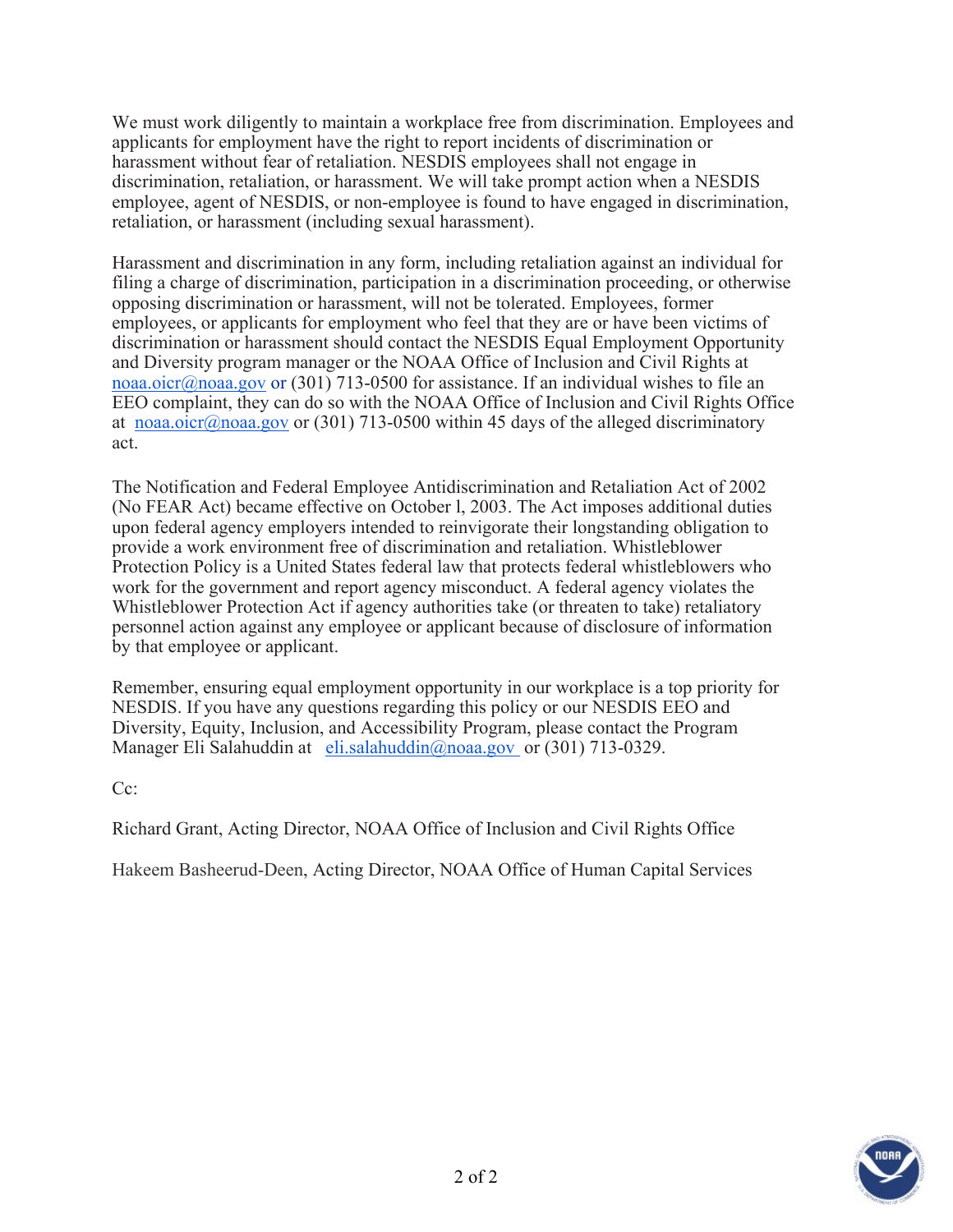We must work diligently to maintain a workplace free from discrimination. Employees and applicants for employment have the right to report incidents of discrimination or harassment without fear of retaliation. NESDIS employees shall not engage in discrimination, retaliation, or harassment. We will take prompt action when a NESDIS employee, agent of NESDIS, or non-employee is found to have engaged in discrimination, retaliation, or harassment (including sexual harassment).

Harassment and discrimination in any form, including retaliation against an individual for filing a charge of discrimination, participation in a discrimination proceeding, or otherwise opposing discrimination or harassment, will not be tolerated. Employees, former employees, or applicants for employment who feel that they are or have been victims of discrimination or harassment should contact the NESDIS Equal Employment Opportunity and Diversity program manager or the NOAA Office of Inclusion and Civil Rights at noaa.oicr@noaa.gov or (301) 713-0500 for assistance. If an individual wishes to file an EEO complaint, they can do so with the NOAA Office of Inclusion and Civil Rights Office at noaa.oicr@noaa.gov or (301) 713-0500 within 45 days of the alleged discriminatory act.

The Notification and Federal Employee Antidiscrimination and Retaliation Act of 2002 (No FEAR Act) became effective on October l, 2003. The Act imposes additional duties upon federal agency employers intended to reinvigorate their longstanding obligation to provide a work environment free of discrimination and retaliation. Whistleblower Protection Policy is a United States federal law that protects federal whistleblowers who work for the government and report agency misconduct. A federal agency violates the Whistleblower Protection Act if agency authorities take (or threaten to take) retaliatory personnel action against any employee or applicant because of disclosure of information by that employee or applicant.

Remember, ensuring equal employment opportunity in our workplace is a top priority for NESDIS. If you have any questions regarding this policy or our NESDIS EEO and Diversity, Equity, Inclusion, and Accessibility Program, please contact the Program Manager Eli Salahuddin at eli.salahuddin@noaa.gov or (301) 713-0329.

Cc:

Richard Grant, Acting Director, NOAA Office of Inclusion and Civil Rights Office

Hakeem Basheerud-Deen, Acting Director, NOAA Office of Human Capital Services